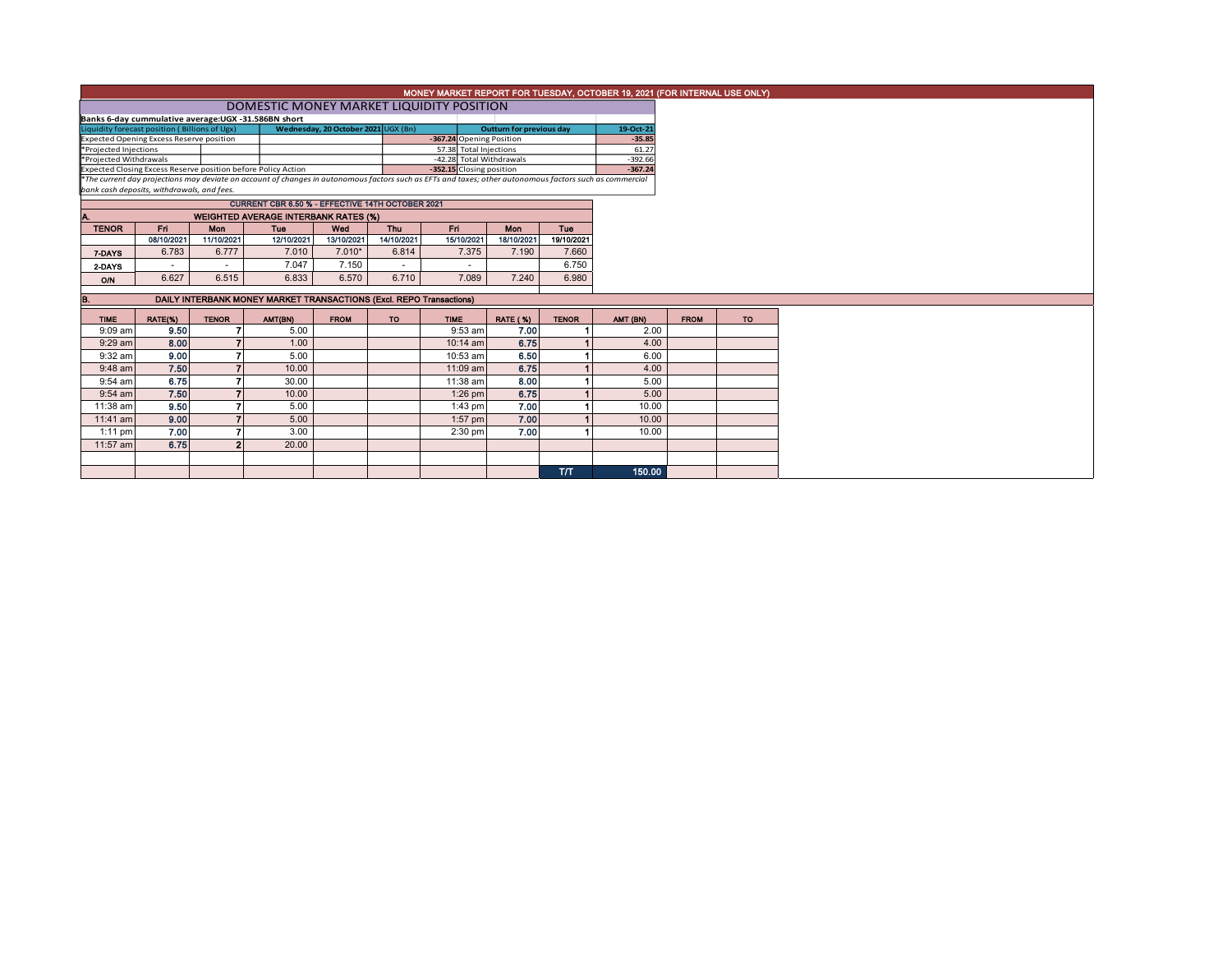# MONEY MARKET REPORT FOR TUESDAY, OCTOBER 19, 2021 (FOR INTERNAL USE ONLY)

## DOMESTIC MONEY MARKET LIQUIDITY POSITION

**Banks 6-day cummulative average:UGX -31.586BN short**

| Liquidity forecast position ( Billions of Ugx) | Wednesday, 20 October 2021 UGX (Bn) | Outturn for previous day | 19-Oct-21 |
|---|---|---|---|
| Expected Opening Excess Reserve position | -367.24 | Opening Position | -35.85 |
| *Projected Injections | 57.38 | Total Injections | 61.27 |
| *Projected Withdrawals | -42.28 | Total Withdrawals | -392.66 |
| Expected Closing Excess Reserve position before Policy Action | -352.15 | Closing position | -367.24 |

*\*The current day projections may deviate on account of changes in autonomous factors such as EFTs and taxes; other autonomous factors such as commercial bank cash deposits, withdrawals, and fees.*

**CURRENT CBR 6.50 % - EFFECTIVE 14TH OCTOBER 2021**

### A. WEIGHTED AVERAGE INTERBANK RATES (%)

| TENOR | Fri | Mon | Tue | Wed | Thu | Fri | Mon | Tue |
|---|---|---|---|---|---|---|---|---|
| | 08/10/2021 | 11/10/2021 | 12/10/2021 | 13/10/2021 | 14/10/2021 | 15/10/2021 | 18/10/2021 | 19/10/2021 |
| 7-DAYS | 6.783 | 6.777 | 7.010 | 7.010* | 6.814 | 7.375 | 7.190 | 7.660 |
| 2-DAYS | - | - | 7.047 | 7.150 | - | - | | 6.750 |
| O/N | 6.627 | 6.515 | 6.833 | 6.570 | 6.710 | 7.089 | 7.240 | 6.980 |

### B. DAILY INTERBANK MONEY MARKET TRANSACTIONS (Excl. REPO Transactions)

| TIME | RATE(%) | TENOR | AMT(BN) | FROM | TO | TIME | RATE ( %) | TENOR | AMT (BN) | FROM | TO |
|---|---|---|---|---|---|---|---|---|---|---|---|
| 9:09 am | 9.50 | 7 | 5.00 | | | 9:53 am | 7.00 | 1 | 2.00 | | |
| 9:29 am | 8.00 | 7 | 1.00 | | | 10:14 am | 6.75 | 1 | 4.00 | | |
| 9:32 am | 9.00 | 7 | 5.00 | | | 10:53 am | 6.50 | 1 | 6.00 | | |
| 9:48 am | 7.50 | 7 | 10.00 | | | 11:09 am | 6.75 | 1 | 4.00 | | |
| 9:54 am | 6.75 | 7 | 30.00 | | | 11:38 am | 8.00 | 1 | 5.00 | | |
| 9:54 am | 7.50 | 7 | 10.00 | | | 1:26 pm | 6.75 | 1 | 5.00 | | |
| 11:38 am | 9.50 | 7 | 5.00 | | | 1:43 pm | 7.00 | 1 | 10.00 | | |
| 11:41 am | 9.00 | 7 | 5.00 | | | 1:57 pm | 7.00 | 1 | 10.00 | | |
| 1:11 pm | 7.00 | 7 | 3.00 | | | 2:30 pm | 7.00 | 1 | 10.00 | | |
| 11:57 am | 6.75 | 2 | 20.00 | | | | | | | | |
| | | | | | | | | T/T | 150.00 | | |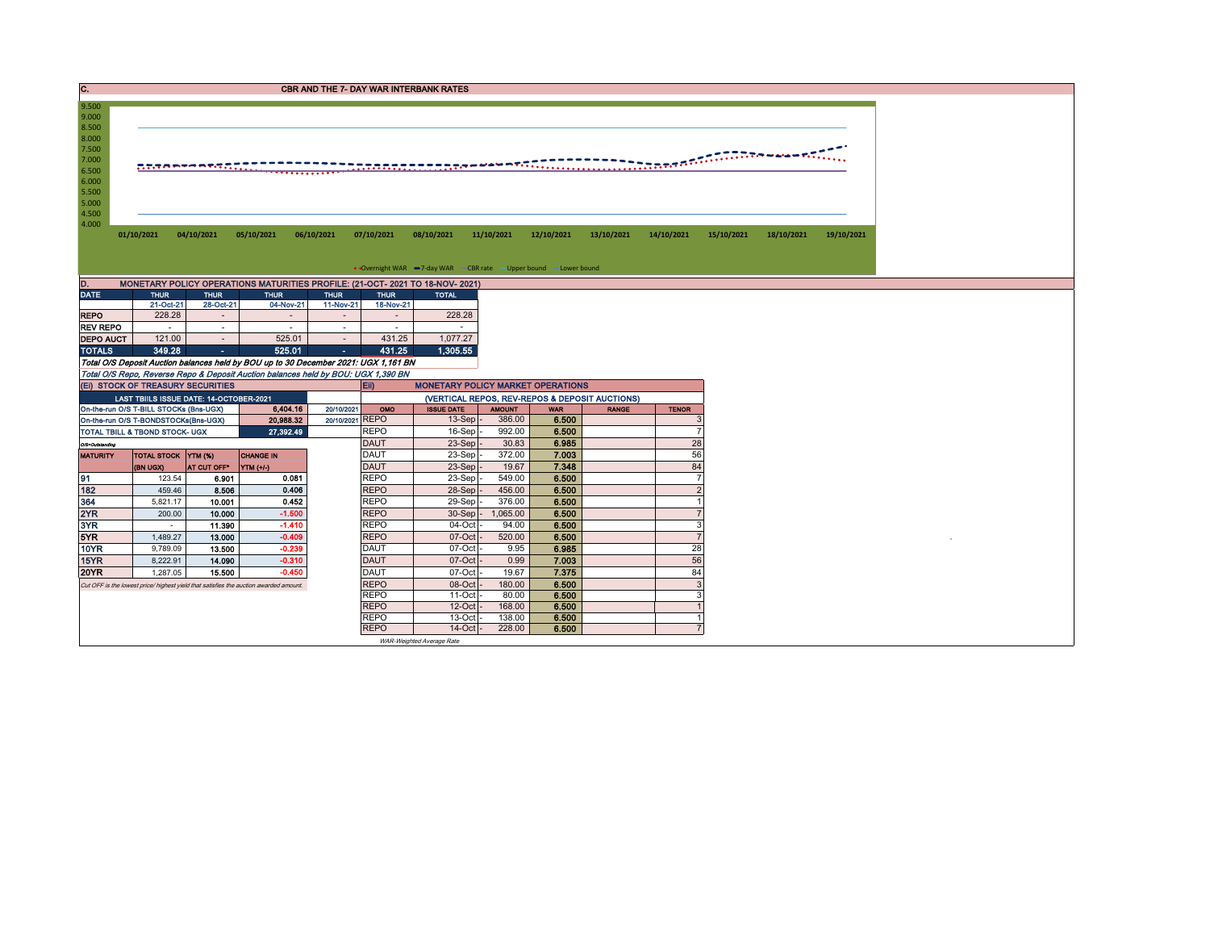## C. CBR AND THE 7- DAY WAR INTERBANK RATES

9.500
9.000
8.500
8.000
7.500
7.000
6.500
6.000
5.500
5.000
4.500
4.000

01/10/2021 04/10/2021 05/10/2021 06/10/2021 07/10/2021 08/10/2021 11/10/2021 12/10/2021 13/10/2021 14/10/2021 15/10/2021 18/10/2021 19/10/2021

• Overnight WAR — 7-day WAR — CBR rate — Upper bound — Lower bound

## D. MONETARY POLICY OPERATIONS MATURITIES PROFILE: (21-OCT- 2021 TO 18-NOV- 2021)

| DATE | THUR | THUR | THUR | THUR | THUR | TOTAL |
|---|---|---|---|---|---|---|
| | 21-Oct-21 | 28-Oct-21 | 04-Nov-21 | 11-Nov-21 | 18-Nov-21 | |
| REPO | 228.28 | - | - | - | - | 228.28 |
| REV REPO | - | - | - | - | - | - |
| DEPO AUCT | 121.00 | - | 525.01 | - | 431.25 | 1,077.27 |
| TOTALS | 349.28 | - | 525.01 | - | 431.25 | 1,305.55 |

*Total O/S Deposit Auction balances held by BOU up to 30 December 2021: UGX 1,161 BN*

*Total O/S Repo, Reverse Repo & Deposit Auction balances held by BOU: UGX 1,390 BN*

## (Ei) STOCK OF TREASURY SECURITIES

| LAST TBIILS ISSUE DATE: 14-OCTOBER-2021 | | |
|---|---|---|
| On-the-run O/S T-BILL STOCKs (Bns-UGX) | 6,404.16 | 20/10/2021 |
| On-the-run O/S T-BONDSTOCKs(Bns-UGX) | 20,988.32 | 20/10/2021 |
| TOTAL TBILL & TBOND STOCK- UGX | 27,392.49 | |

*O/S=Outstanding*

| MATURITY | TOTAL STOCK (BN UGX) | YTM (%) AT CUT OFF* | CHANGE IN YTM (+/-) |
|---|---|---|---|
| 91 | 123.54 | 6.901 | 0.081 |
| 182 | 459.46 | 8.506 | 0.406 |
| 364 | 5,821.17 | 10.001 | 0.452 |
| 2YR | 200.00 | 10.000 | -1.500 |
| 3YR | - | 11.390 | -1.410 |
| 5YR | 1,489.27 | 13.000 | -0.409 |
| 10YR | 9,789.09 | 13.500 | -0.239 |
| 15YR | 8,222.91 | 14.090 | -0.310 |
| 20YR | 1,287.05 | 15.500 | -0.450 |

*Cut OFF is the lowest price/ highest yield that satisfies the auction awarded amount.*

## Eii) MONETARY POLICY MARKET OPERATIONS

(VERTICAL REPOS, REV-REPOS & DEPOSIT AUCTIONS)

| OMO | ISSUE DATE | AMOUNT | WAR | RANGE | TENOR |
|---|---|---|---|---|---|
| REPO | 13-Sep | 386.00 | 6.500 | | 3 |
| REPO | 16-Sep | 992.00 | 6.500 | | 7 |
| DAUT | 23-Sep | 30.83 | 6.985 | | 28 |
| DAUT | 23-Sep | 372.00 | 7.003 | | 56 |
| DAUT | 23-Sep | 19.67 | 7.348 | | 84 |
| REPO | 23-Sep | 549.00 | 6.500 | | 7 |
| REPO | 28-Sep | 456.00 | 6.500 | | 2 |
| REPO | 29-Sep | 376.00 | 6.500 | | 1 |
| REPO | 30-Sep | 1,065.00 | 6.500 | | 7 |
| REPO | 04-Oct | 94.00 | 6.500 | | 3 |
| REPO | 07-Oct | 520.00 | 6.500 | | 7 |
| DAUT | 07-Oct | 9.95 | 6.985 | | 28 |
| DAUT | 07-Oct | 0.99 | 7.003 | | 56 |
| DAUT | 07-Oct | 19.67 | 7.375 | | 84 |
| REPO | 08-Oct | 180.00 | 6.500 | | 3 |
| REPO | 11-Oct | 80.00 | 6.500 | | 3 |
| REPO | 12-Oct | 168.00 | 6.500 | | 1 |
| REPO | 13-Oct | 138.00 | 6.500 | | 1 |
| REPO | 14-Oct | 228.00 | 6.500 | | 7 |

*WAR-Weighted Average Rate*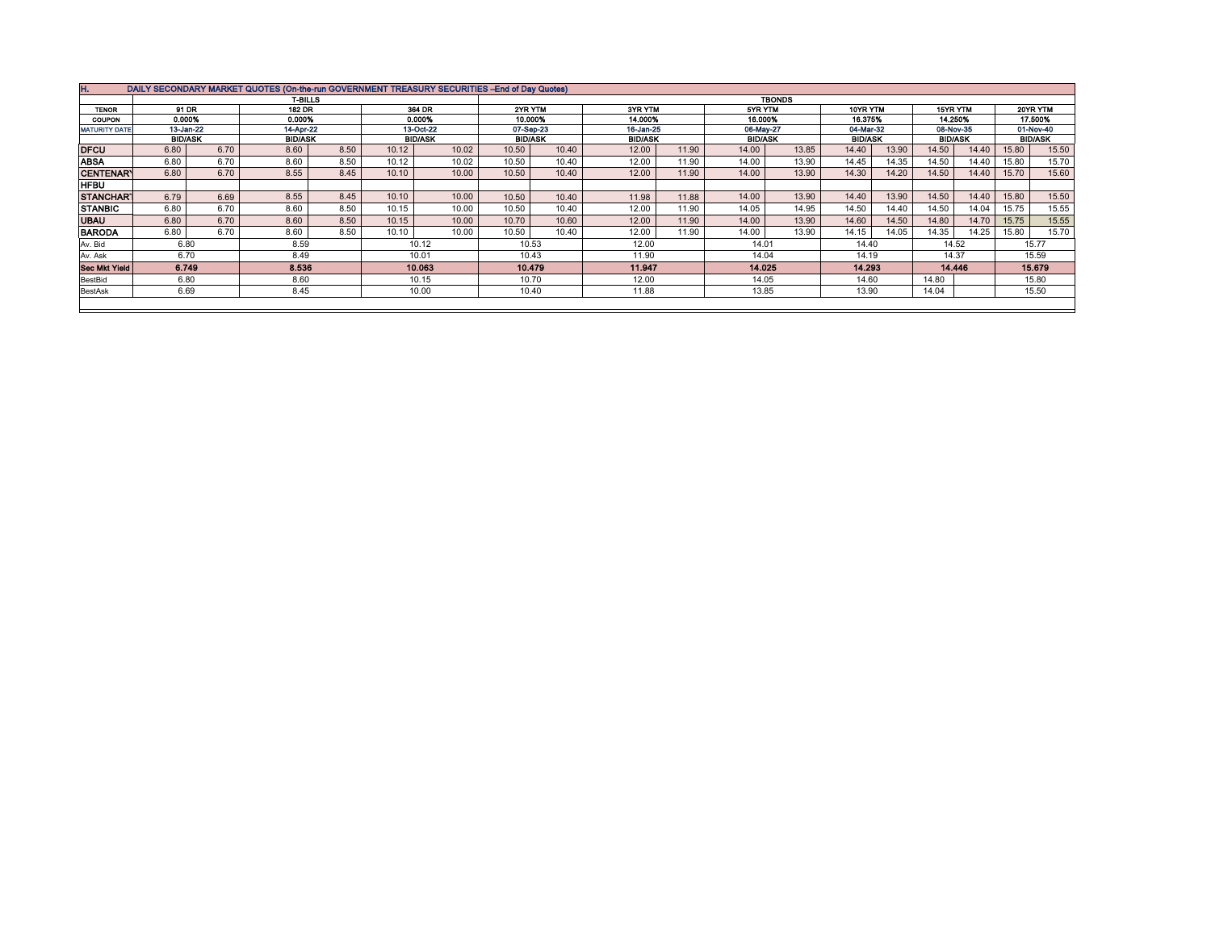**H. DAILY SECONDARY MARKET QUOTES (On-the-run GOVERNMENT TREASURY SECURITIES –End of Day Quotes)**

| | T-BILLS | | | | | | TBONDS | | | | | | | | | | | | |
|---|---|---|---|---|---|---|---|---|---|---|---|---|---|---|---|---|---|---|---|
| TENOR | 91 DR | | 182 DR | | 364 DR | | 2YR YTM | | 3YR YTM | | 5YR YTM | | 10YR YTM | | 15YR YTM | | 20YR YTM | |
| COUPON | 0.000% | | 0.000% | | 0.000% | | 10.000% | | 14.000% | | 16.000% | | 16.375% | | 14.250% | | 17.500% | |
| MATURITY DATE | 13-Jan-22 | | 14-Apr-22 | | 13-Oct-22 | | 07-Sep-23 | | 16-Jan-25 | | 06-May-27 | | 04-Mar-32 | | 08-Nov-35 | | 01-Nov-40 | |
| | BID/ASK | | BID/ASK | | BID/ASK | | BID/ASK | | BID/ASK | | BID/ASK | | BID/ASK | | BID/ASK | | BID/ASK | |
| **DFCU** | 6.80 | 6.70 | 8.60 | 8.50 | 10.12 | 10.02 | 10.50 | 10.40 | 12.00 | 11.90 | 14.00 | 13.85 | 14.40 | 13.90 | 14.50 | 14.40 | 15.80 | 15.50 |
| **ABSA** | 6.80 | 6.70 | 8.60 | 8.50 | 10.12 | 10.02 | 10.50 | 10.40 | 12.00 | 11.90 | 14.00 | 13.90 | 14.45 | 14.35 | 14.50 | 14.40 | 15.80 | 15.70 |
| **CENTENARY** | 6.80 | 6.70 | 8.55 | 8.45 | 10.10 | 10.00 | 10.50 | 10.40 | 12.00 | 11.90 | 14.00 | 13.90 | 14.30 | 14.20 | 14.50 | 14.40 | 15.70 | 15.60 |
| **HFBU** | | | | | | | | | | | | | | | | | | |
| **STANCHART** | 6.79 | 6.69 | 8.55 | 8.45 | 10.10 | 10.00 | 10.50 | 10.40 | 11.98 | 11.88 | 14.00 | 13.90 | 14.40 | 13.90 | 14.50 | 14.40 | 15.80 | 15.50 |
| **STANBIC** | 6.80 | 6.70 | 8.60 | 8.50 | 10.15 | 10.00 | 10.50 | 10.40 | 12.00 | 11.90 | 14.05 | 14.95 | 14.50 | 14.40 | 14.50 | 14.04 | 15.75 | 15.55 |
| **UBAU** | 6.80 | 6.70 | 8.60 | 8.50 | 10.15 | 10.00 | 10.70 | 10.60 | 12.00 | 11.90 | 14.00 | 13.90 | 14.60 | 14.50 | 14.80 | 14.70 | 15.75 | 15.55 |
| **BARODA** | 6.80 | 6.70 | 8.60 | 8.50 | 10.10 | 10.00 | 10.50 | 10.40 | 12.00 | 11.90 | 14.00 | 13.90 | 14.15 | 14.05 | 14.35 | 14.25 | 15.80 | 15.70 |
| Av. Bid | 6.80 | | 8.59 | | 10.12 | | 10.53 | | 12.00 | | 14.01 | | 14.40 | | 14.52 | | 15.77 | |
| Av. Ask | 6.70 | | 8.49 | | 10.01 | | 10.43 | | 11.90 | | 14.04 | | 14.19 | | 14.37 | | 15.59 | |
| **Sec Mkt Yield** | **6.749** | | **8.536** | | **10.063** | | **10.479** | | **11.947** | | **14.025** | | **14.293** | | **14.446** | | **15.679** | |
| BestBid | 6.80 | | 8.60 | | 10.15 | | 10.70 | | 12.00 | | 14.05 | | 14.60 | | 14.80 | | 15.80 | |
| BestAsk | 6.69 | | 8.45 | | 10.00 | | 10.40 | | 11.88 | | 13.85 | | 13.90 | | 14.04 | | 15.50 | |